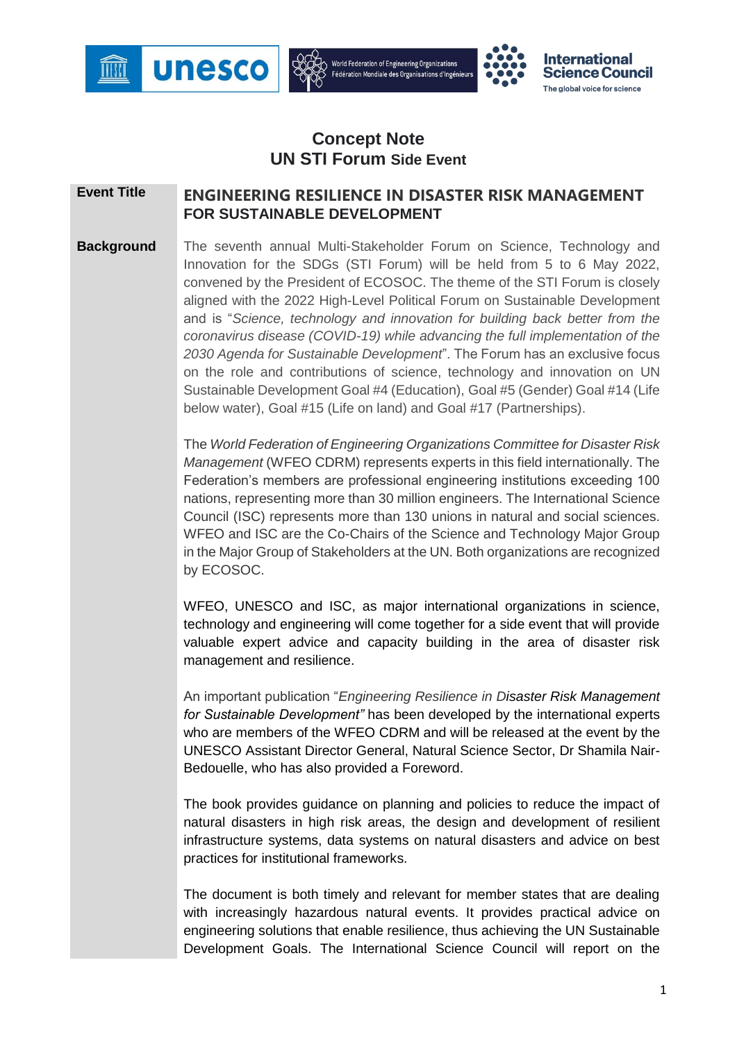# Concept Note
## UN STI Forum Side Event

**Event Title**

**ENGINEERING RESILIENCE IN DISASTER RISK MANAGEMENT FOR SUSTAINABLE DEVELOPMENT**

**Background**

The seventh annual Multi-Stakeholder Forum on Science, Technology and Innovation for the SDGs (STI Forum) will be held from 5 to 6 May 2022, convened by the President of ECOSOC. The theme of the STI Forum is closely aligned with the 2022 High-Level Political Forum on Sustainable Development and is "*Science, technology and innovation for building back better from the coronavirus disease (COVID-19) while advancing the full implementation of the 2030 Agenda for Sustainable Development*". The Forum has an exclusive focus on the role and contributions of science, technology and innovation on UN Sustainable Development Goal #4 (Education), Goal #5 (Gender) Goal #14 (Life below water), Goal #15 (Life on land) and Goal #17 (Partnerships).

The *World Federation of Engineering Organizations Committee for Disaster Risk Management* (WFEO CDRM) represents experts in this field internationally. The Federation's members are professional engineering institutions exceeding 100 nations, representing more than 30 million engineers. The International Science Council (ISC) represents more than 130 unions in natural and social sciences. WFEO and ISC are the Co-Chairs of the Science and Technology Major Group in the Major Group of Stakeholders at the UN. Both organizations are recognized by ECOSOC.

WFEO, UNESCO and ISC, as major international organizations in science, technology and engineering will come together for a side event that will provide valuable expert advice and capacity building in the area of disaster risk management and resilience.

An important publication "*Engineering Resilience in Disaster Risk Management for Sustainable Development"* has been developed by the international experts who are members of the WFEO CDRM and will be released at the event by the UNESCO Assistant Director General, Natural Science Sector, Dr Shamila Nair-Bedouelle, who has also provided a Foreword.

The book provides guidance on planning and policies to reduce the impact of natural disasters in high risk areas, the design and development of resilient infrastructure systems, data systems on natural disasters and advice on best practices for institutional frameworks.

The document is both timely and relevant for member states that are dealing with increasingly hazardous natural events. It provides practical advice on engineering solutions that enable resilience, thus achieving the UN Sustainable Development Goals. The International Science Council will report on the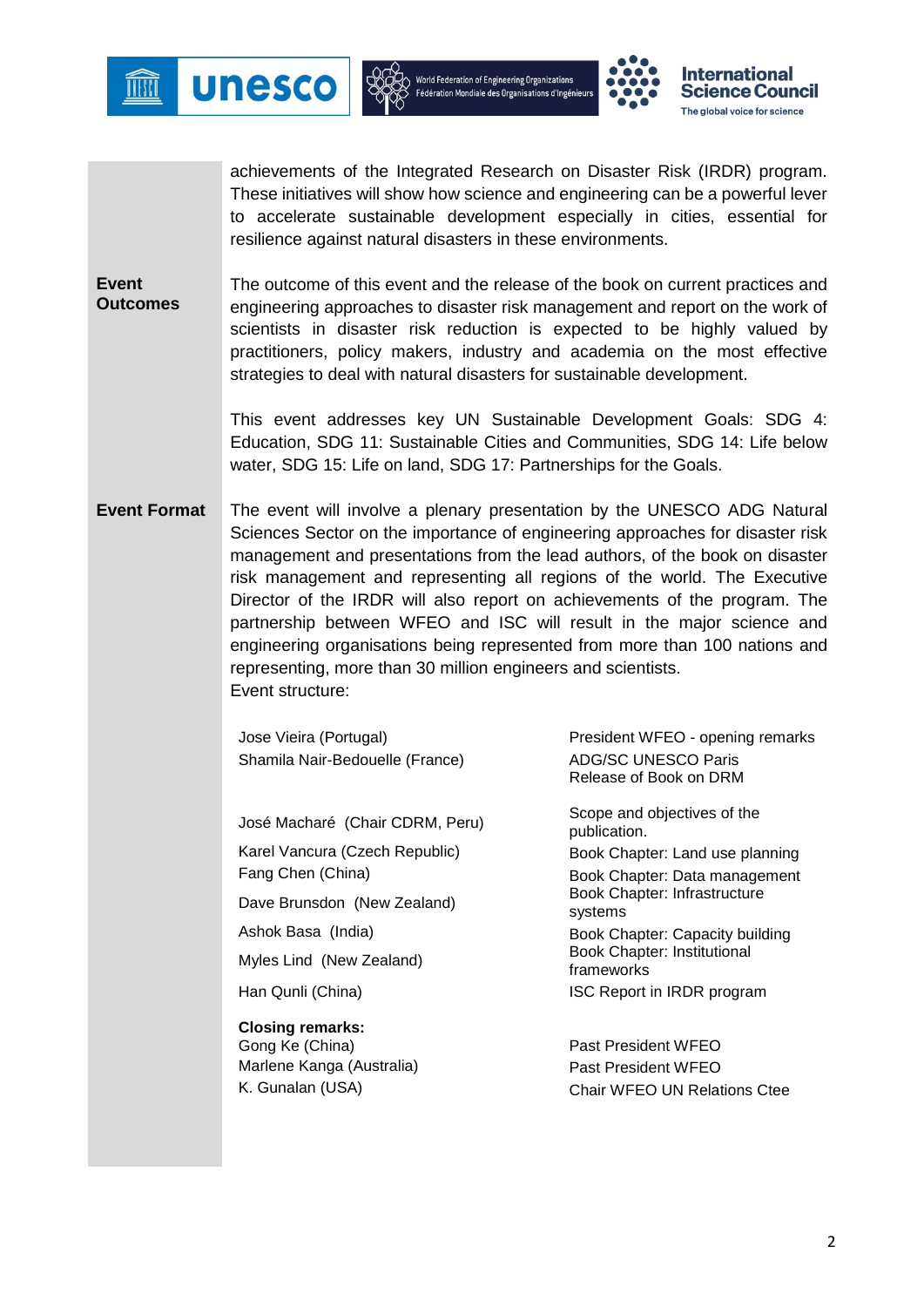achievements of the Integrated Research on Disaster Risk (IRDR) program. These initiatives will show how science and engineering can be a powerful lever to accelerate sustainable development especially in cities, essential for resilience against natural disasters in these environments.

**Event Outcomes**

The outcome of this event and the release of the book on current practices and engineering approaches to disaster risk management and report on the work of scientists in disaster risk reduction is expected to be highly valued by practitioners, policy makers, industry and academia on the most effective strategies to deal with natural disasters for sustainable development.

This event addresses key UN Sustainable Development Goals: SDG 4: Education, SDG 11: Sustainable Cities and Communities, SDG 14: Life below water, SDG 15: Life on land, SDG 17: Partnerships for the Goals.

**Event Format**

The event will involve a plenary presentation by the UNESCO ADG Natural Sciences Sector on the importance of engineering approaches for disaster risk management and presentations from the lead authors, of the book on disaster risk management and representing all regions of the world. The Executive Director of the IRDR will also report on achievements of the program. The partnership between WFEO and ISC will result in the major science and engineering organisations being represented from more than 100 nations and representing, more than 30 million engineers and scientists.

Event structure:

| | |
|---|---|
| Jose Vieira (Portugal) | President WFEO - opening remarks |
| Shamila Nair-Bedouelle (France) | ADG/SC UNESCO Paris<br>Release of Book on DRM |
| José Macharé (Chair CDRM, Peru) | Scope and objectives of the publication. |
| Karel Vancura (Czech Republic) | Book Chapter: Land use planning |
| Fang Chen (China) | Book Chapter: Data management |
| Dave Brunsdon (New Zealand) | Book Chapter: Infrastructure systems |
| Ashok Basa (India) | Book Chapter: Capacity building |
| Myles Lind (New Zealand) | Book Chapter: Institutional frameworks |
| Han Qunli (China) | ISC Report in IRDR program |
| **Closing remarks:** | |
| Gong Ke (China) | Past President WFEO |
| Marlene Kanga (Australia) | Past President WFEO |
| K. Gunalan (USA) | Chair WFEO UN Relations Ctee |